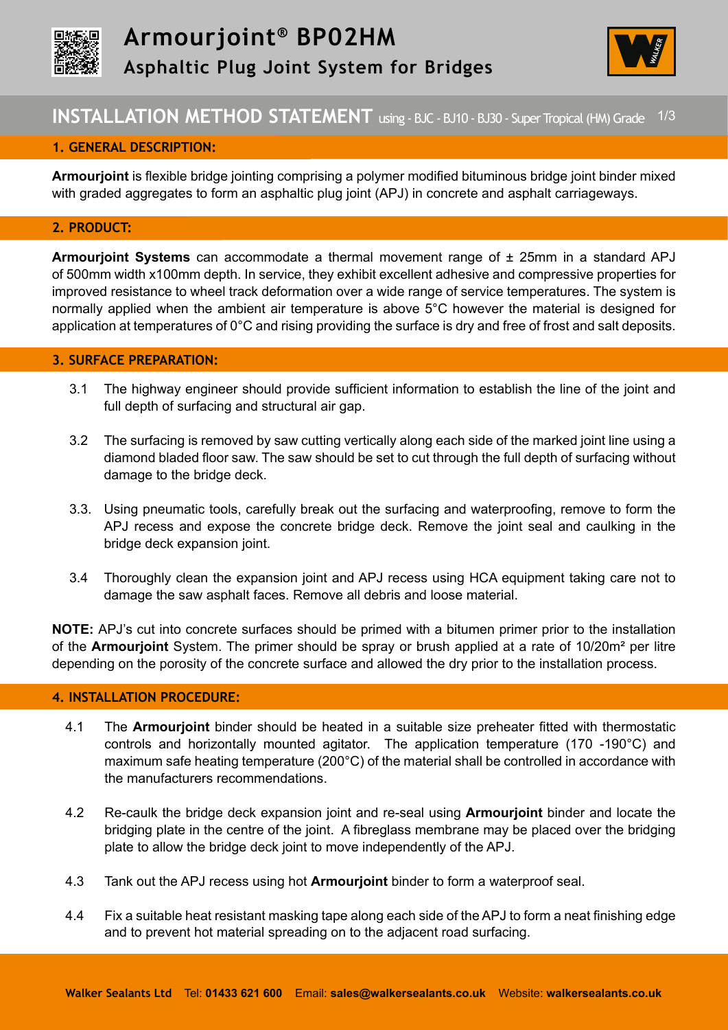# Armourjoint® BP02HM

## Asphaltic Plug Joint System for Bridges

## INSTALLATION METHOD STATEMENT using - BJC - BJ10 - BJ30 - Super Tropical (HM) Grade

### 1. GENERAL DESCRIPTION:

**Armourjoint** is flexible bridge jointing comprising a polymer modified bituminous bridge joint binder mixed with graded aggregates to form an asphaltic plug joint (APJ) in concrete and asphalt carriageways.

### 2. PRODUCT:

**Armourjoint Systems** can accommodate a thermal movement range of ± 25mm in a standard APJ of 500mm width x100mm depth. In service, they exhibit excellent adhesive and compressive properties for improved resistance to wheel track deformation over a wide range of service temperatures. The system is normally applied when the ambient air temperature is above 5°C however the material is designed for application at temperatures of 0°C and rising providing the surface is dry and free of frost and salt deposits.

### 3. SURFACE PREPARATION:

3.1 The highway engineer should provide sufficient information to establish the line of the joint and full depth of surfacing and structural air gap.

3.2 The surfacing is removed by saw cutting vertically along each side of the marked joint line using a diamond bladed floor saw. The saw should be set to cut through the full depth of surfacing without damage to the bridge deck.

3.3. Using pneumatic tools, carefully break out the surfacing and waterproofing, remove to form the APJ recess and expose the concrete bridge deck. Remove the joint seal and caulking in the bridge deck expansion joint.

3.4 Thoroughly clean the expansion joint and APJ recess using HCA equipment taking care not to damage the saw asphalt faces. Remove all debris and loose material.

**NOTE:** APJ's cut into concrete surfaces should be primed with a bitumen primer prior to the installation of the **Armourjoint** System. The primer should be spray or brush applied at a rate of 10/20m² per litre depending on the porosity of the concrete surface and allowed the dry prior to the installation process.

### 4. INSTALLATION PROCEDURE:

4.1 The **Armourjoint** binder should be heated in a suitable size preheater fitted with thermostatic controls and horizontally mounted agitator. The application temperature (170 -190°C) and maximum safe heating temperature (200°C) of the material shall be controlled in accordance with the manufacturers recommendations.

4.2 Re-caulk the bridge deck expansion joint and re-seal using **Armourjoint** binder and locate the bridging plate in the centre of the joint. A fibreglass membrane may be placed over the bridging plate to allow the bridge deck joint to move independently of the APJ.

4.3 Tank out the APJ recess using hot **Armourjoint** binder to form a waterproof seal.

4.4 Fix a suitable heat resistant masking tape along each side of the APJ to form a neat finishing edge and to prevent hot material spreading on to the adjacent road surfacing.

**Walker Sealants Ltd** Tel: **01433 621 600** Email: **sales@walkersealants.co.uk** Website: **walkersealants.co.uk**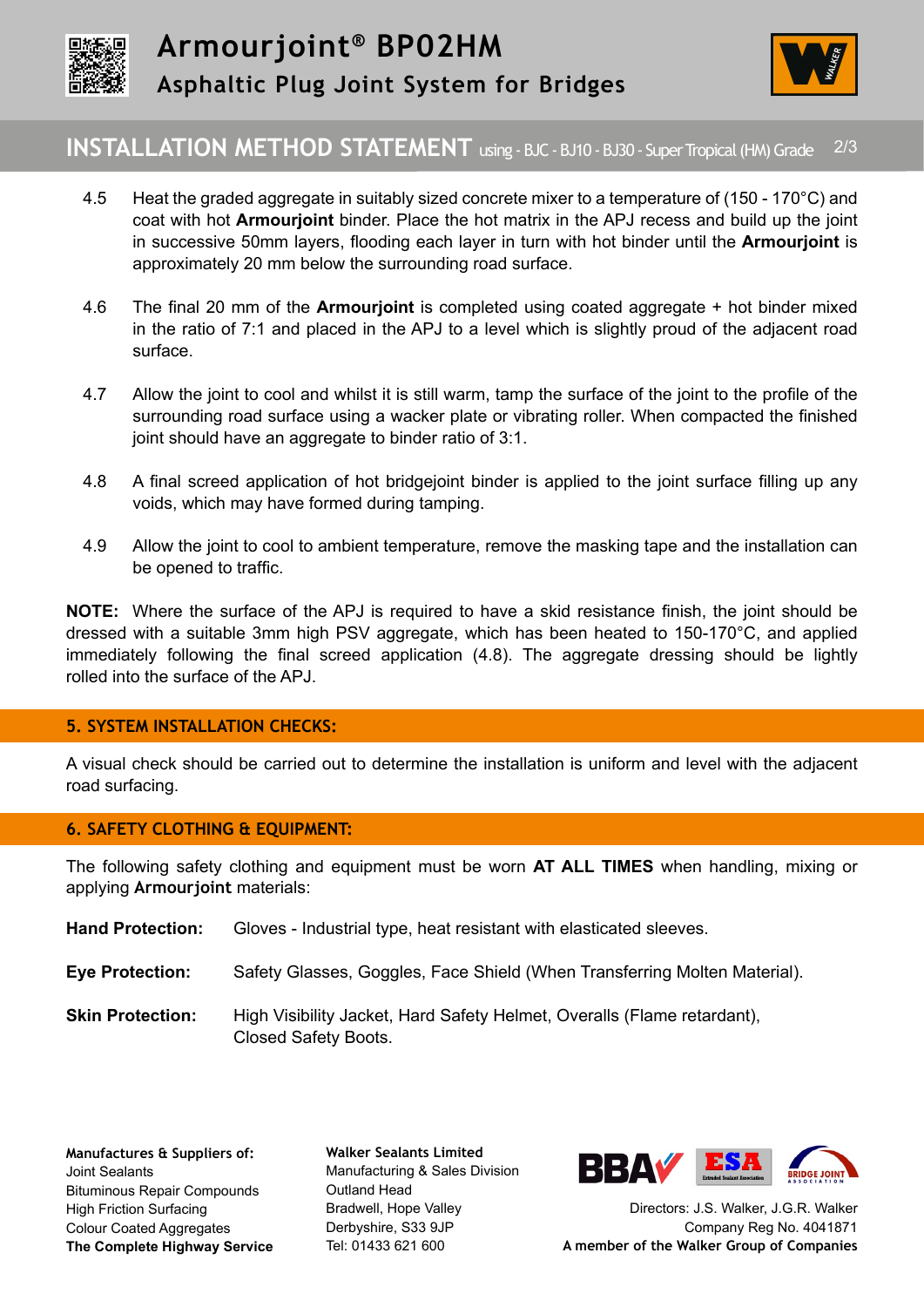4.5 Heat the graded aggregate in suitably sized concrete mixer to a temperature of (150 - 170°C) and coat with hot **Armourjoint** binder. Place the hot matrix in the APJ recess and build up the joint in successive 50mm layers, flooding each layer in turn with hot binder until the **Armourjoint** is approximately 20 mm below the surrounding road surface.

4.6 The final 20 mm of the **Armourjoint** is completed using coated aggregate + hot binder mixed in the ratio of 7:1 and placed in the APJ to a level which is slightly proud of the adjacent road surface.

4.7 Allow the joint to cool and whilst it is still warm, tamp the surface of the joint to the profile of the surrounding road surface using a wacker plate or vibrating roller. When compacted the finished joint should have an aggregate to binder ratio of 3:1.

4.8 A final screed application of hot bridgejoint binder is applied to the joint surface filling up any voids, which may have formed during tamping.

4.9 Allow the joint to cool to ambient temperature, remove the masking tape and the installation can be opened to traffic.

**NOTE:** Where the surface of the APJ is required to have a skid resistance finish, the joint should be dressed with a suitable 3mm high PSV aggregate, which has been heated to 150-170°C, and applied immediately following the final screed application (4.8). The aggregate dressing should be lightly rolled into the surface of the APJ.

## 5. SYSTEM INSTALLATION CHECKS:

A visual check should be carried out to determine the installation is uniform and level with the adjacent road surfacing.

## 6. SAFETY CLOTHING & EQUIPMENT:

The following safety clothing and equipment must be worn **AT ALL TIMES** when handling, mixing or applying **Armourjoint** materials:

**Hand Protection:** Gloves - Industrial type, heat resistant with elasticated sleeves.

**Eye Protection:** Safety Glasses, Goggles, Face Shield (When Transferring Molten Material).

**Skin Protection:** High Visibility Jacket, Hard Safety Helmet, Overalls (Flame retardant), Closed Safety Boots.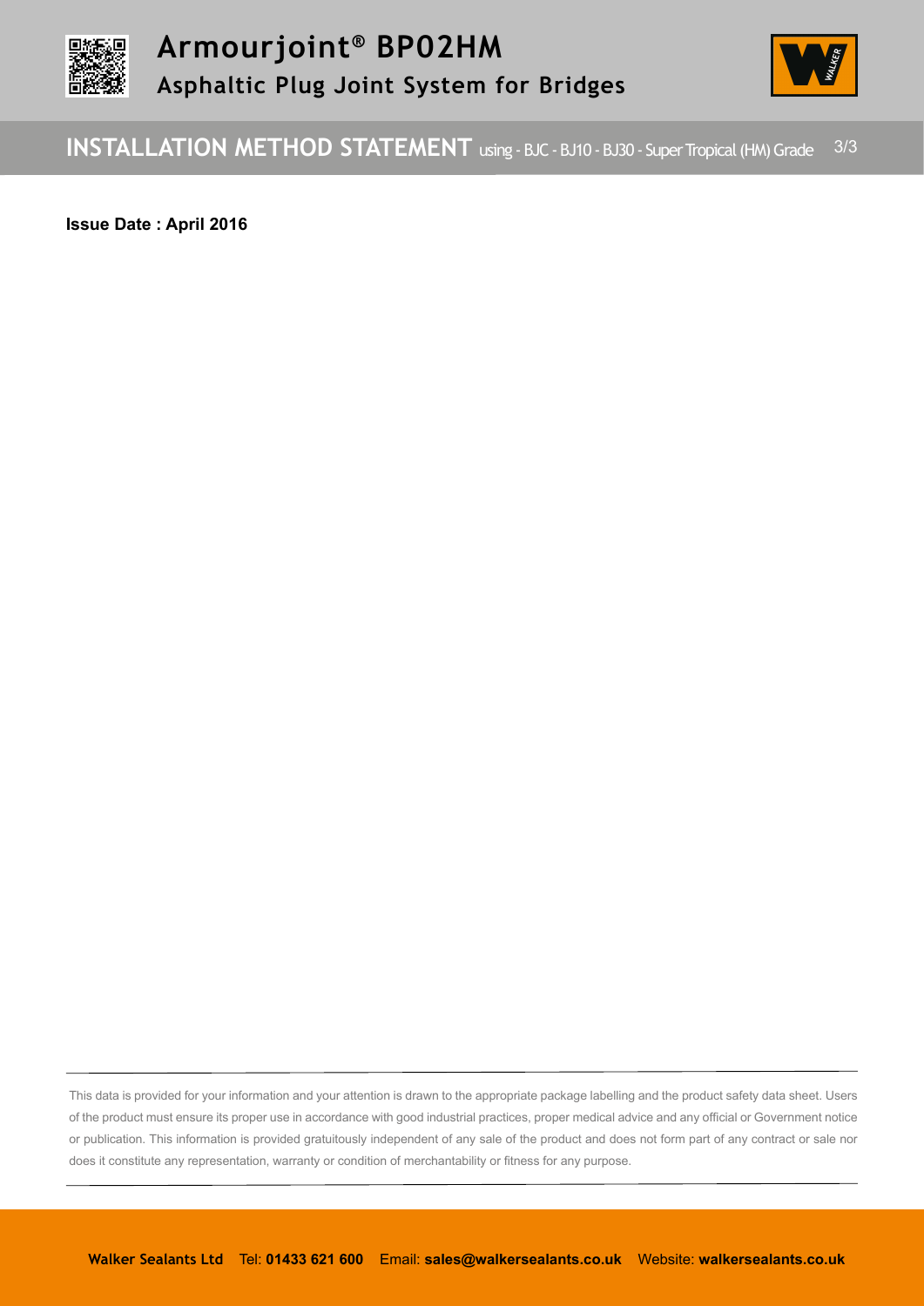**Issue Date : April 2016**

This data is provided for your information and your attention is drawn to the appropriate package labelling and the product safety data sheet. Users of the product must ensure its proper use in accordance with good industrial practices, proper medical advice and any official or Government notice or publication. This information is provided gratuitously independent of any sale of the product and does not form part of any contract or sale nor does it constitute any representation, warranty or condition of merchantability or fitness for any purpose.

**Walker Sealants Ltd** Tel: **01433 621 600** Email: **sales@walkersealants.co.uk** Website: **walkersealants.co.uk**